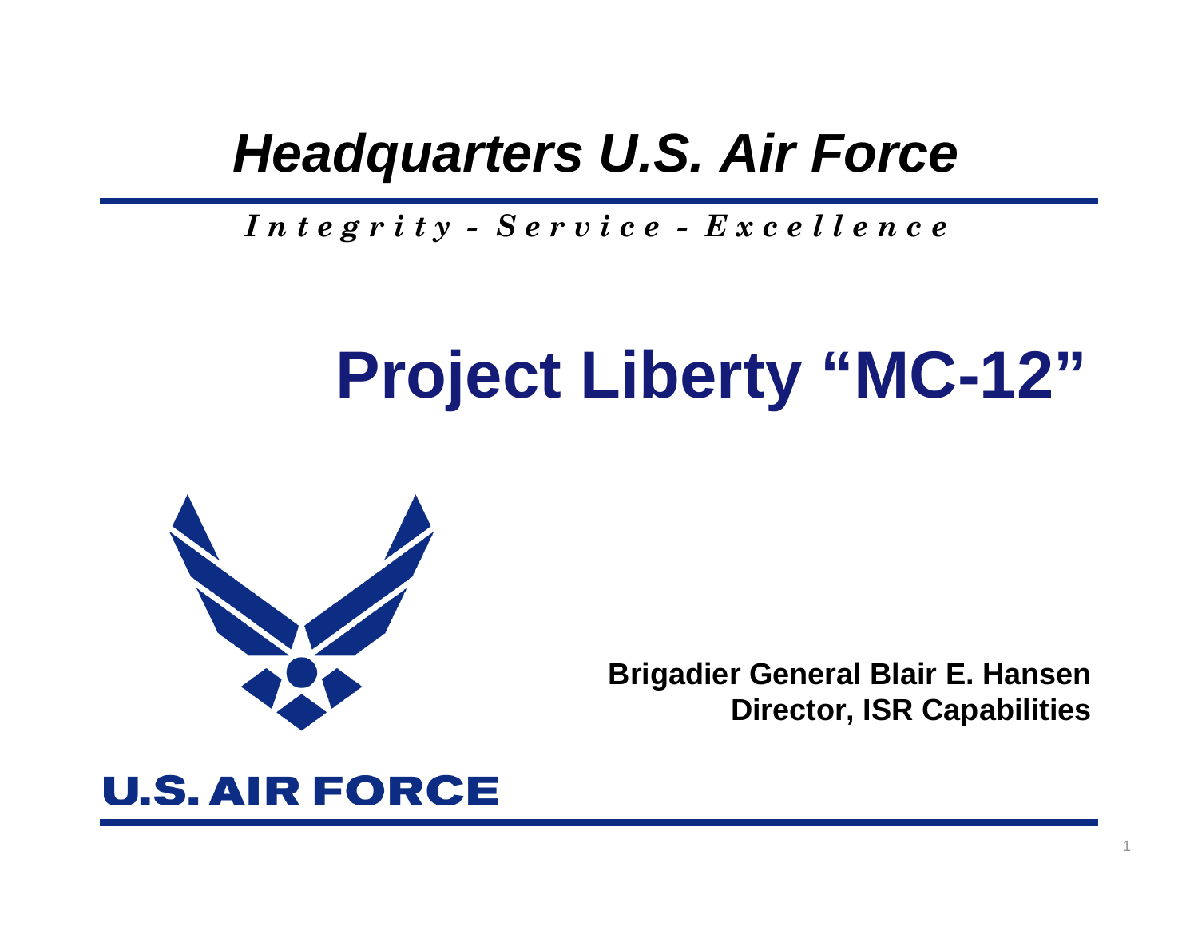*Headquarters U.S. Air Force*

***Integrity - Service - Excellence***

# Project Liberty "MC-12"

**Brigadier General Blair E. Hansen**
**Director, ISR Capabilities**

U.S. AIR FORCE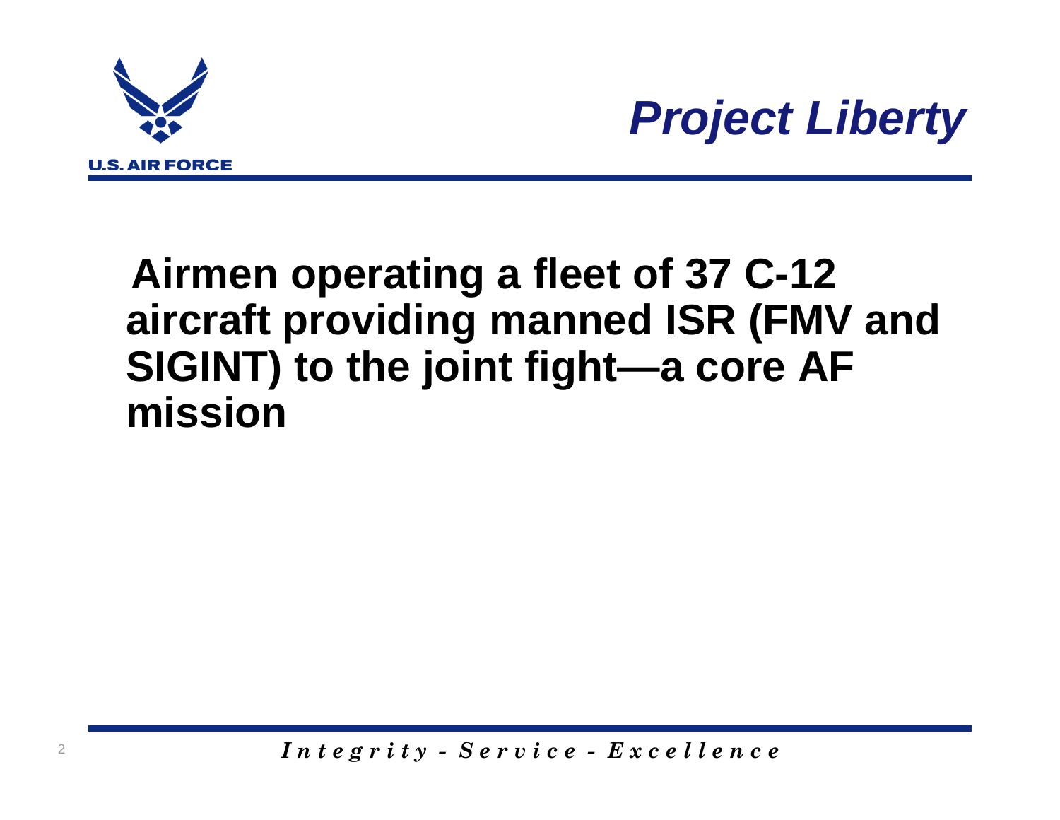# *Project Liberty*

**Airmen operating a fleet of 37 C-12 aircraft providing manned ISR (FMV and SIGINT) to the joint fight—a core AF mission**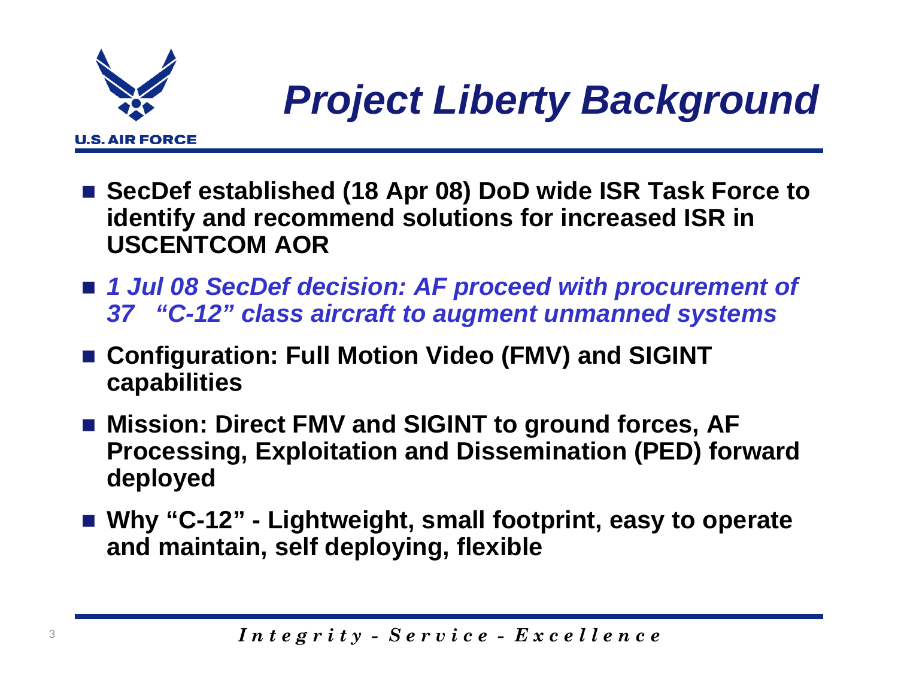# Project Liberty Background

- **SecDef established (18 Apr 08) DoD wide ISR Task Force to identify and recommend solutions for increased ISR in USCENTCOM AOR**
- ***1 Jul 08 SecDef decision: AF proceed with procurement of 37 "C-12" class aircraft to augment unmanned systems***
- **Configuration: Full Motion Video (FMV) and SIGINT capabilities**
- **Mission: Direct FMV and SIGINT to ground forces, AF Processing, Exploitation and Dissemination (PED) forward deployed**
- **Why "C-12" - Lightweight, small footprint, easy to operate and maintain, self deploying, flexible**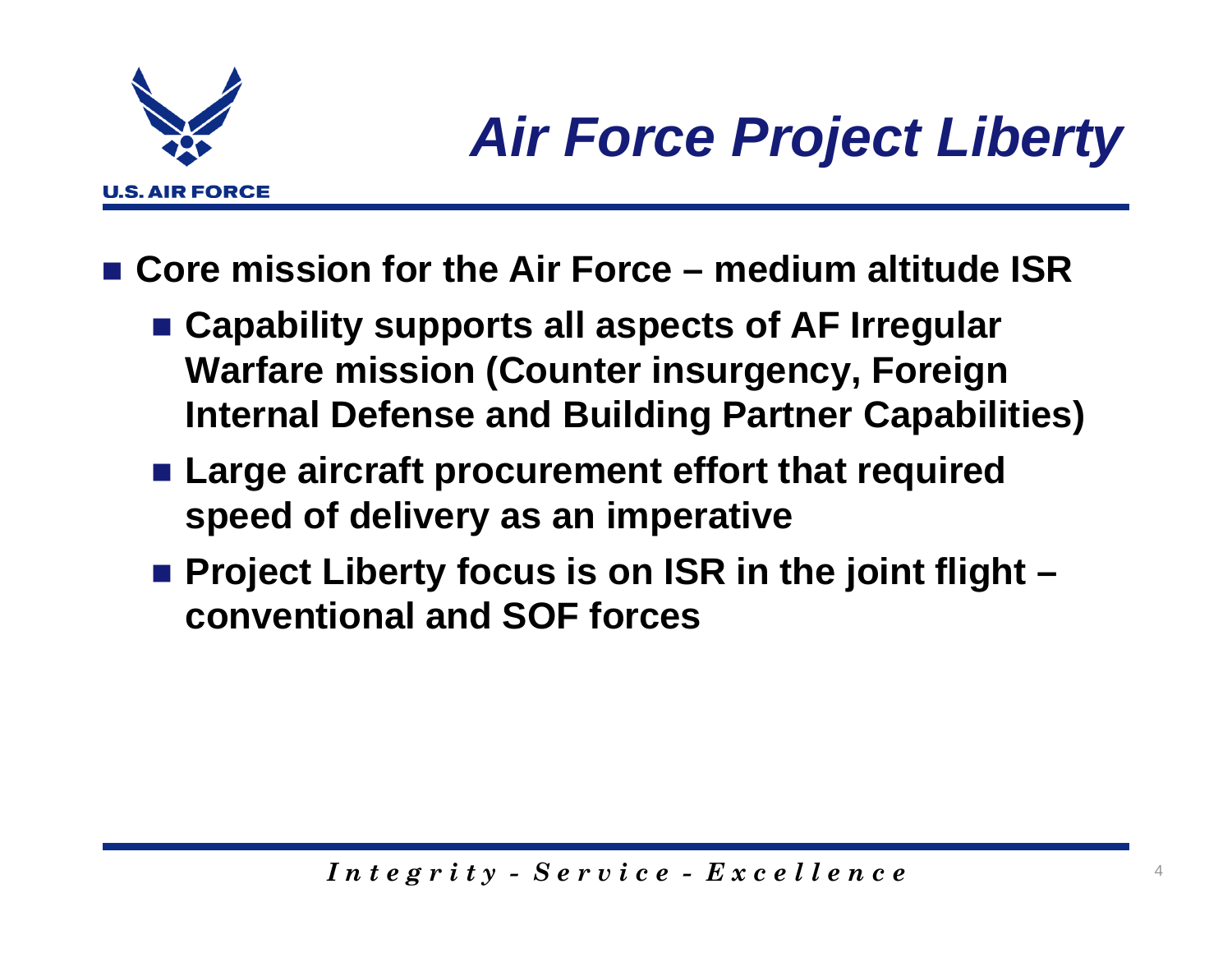# Air Force Project Liberty

- Core mission for the Air Force – medium altitude ISR
  - Capability supports all aspects of AF Irregular Warfare mission (Counter insurgency, Foreign Internal Defense and Building Partner Capabilities)
  - Large aircraft procurement effort that required speed of delivery as an imperative
  - Project Liberty focus is on ISR in the joint flight – conventional and SOF forces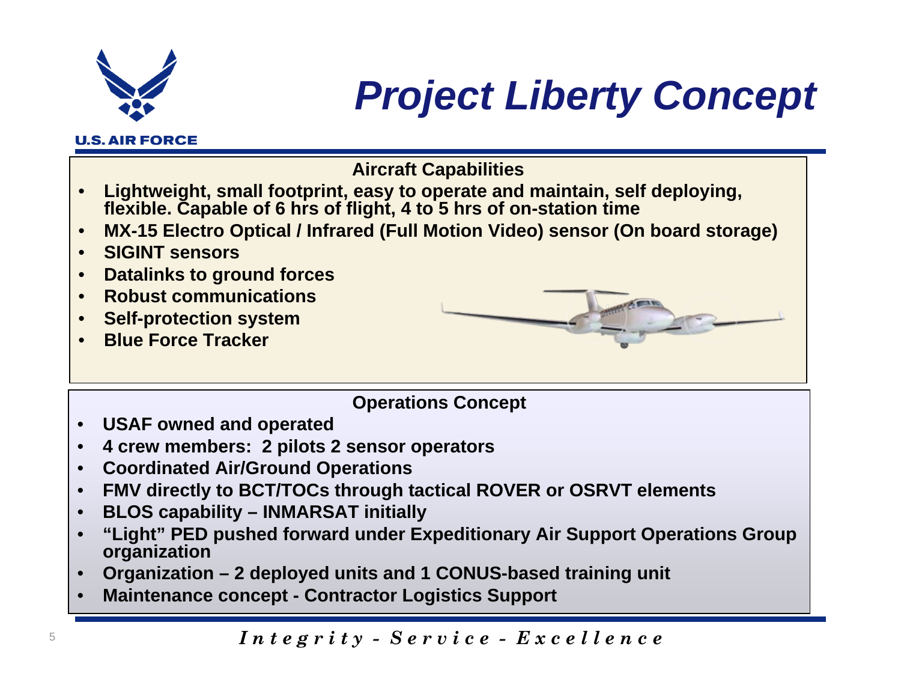# Project Liberty Concept

## Aircraft Capabilities

- **Lightweight, small footprint, easy to operate and maintain, self deploying, flexible. Capable of 6 hrs of flight, 4 to 5 hrs of on-station time**
- **MX-15 Electro Optical / Infrared (Full Motion Video) sensor (On board storage)**
- **SIGINT sensors**
- **Datalinks to ground forces**
- **Robust communications**
- **Self-protection system**
- **Blue Force Tracker**

## Operations Concept

- **USAF owned and operated**
- **4 crew members: 2 pilots 2 sensor operators**
- **Coordinated Air/Ground Operations**
- **FMV directly to BCT/TOCs through tactical ROVER or OSRVT elements**
- **BLOS capability – INMARSAT initially**
- **"Light" PED pushed forward under Expeditionary Air Support Operations Group organization**
- **Organization – 2 deployed units and 1 CONUS-based training unit**
- **Maintenance concept - Contractor Logistics Support**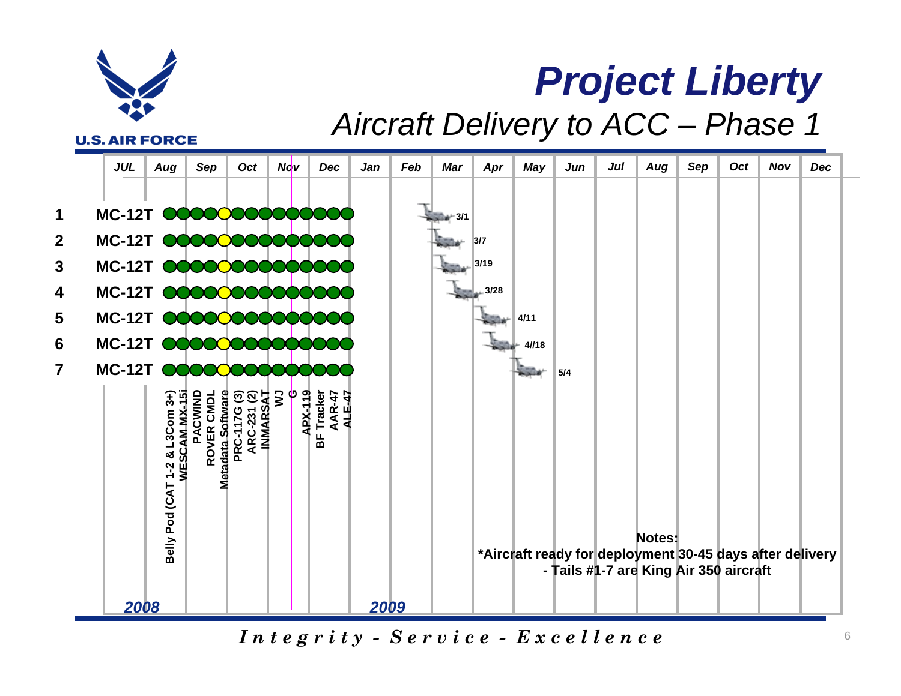# Project Liberty

## Aircraft Delivery to ACC – Phase 1

| # | Aircraft | Delivery Date (2009) |
|---|---|---|
| 1 | MC-12T | 3/1 |
| 2 | MC-12T | 3/7 |
| 3 | MC-12T | 3/19 |
| 4 | MC-12T | 3/28 |
| 5 | MC-12T | 4/11 |
| 6 | MC-12T | 4//18 |
| 7 | MC-12T | 5/4 |

Timeline: JUL 2008 – Dec 2009 (JUL, Aug, Sep, Oct, Nov, Dec, Jan, Feb, Mar, Apr, May, Jun, Jul, Aug, Sep, Oct, Nov, Dec)

Modifications (Aug–Dec 2008):
- Belly Pod (CAT 1-2 & L3Com 3+)
- WESCAM MX-15i
- PACWIND
- ROVER CMDL
- Metadata Software
- PRC-117G (3)
- ARC-231 (2)
- INMARSAT
- WJ
- G
- APX-119
- BF Tracker
- AAR-47
- ALE-47

**Notes:**
**\*Aircraft ready for deployment 30-45 days after delivery**
**- Tails #1-7 are King Air 350 aircraft**

*Integrity - Service - Excellence*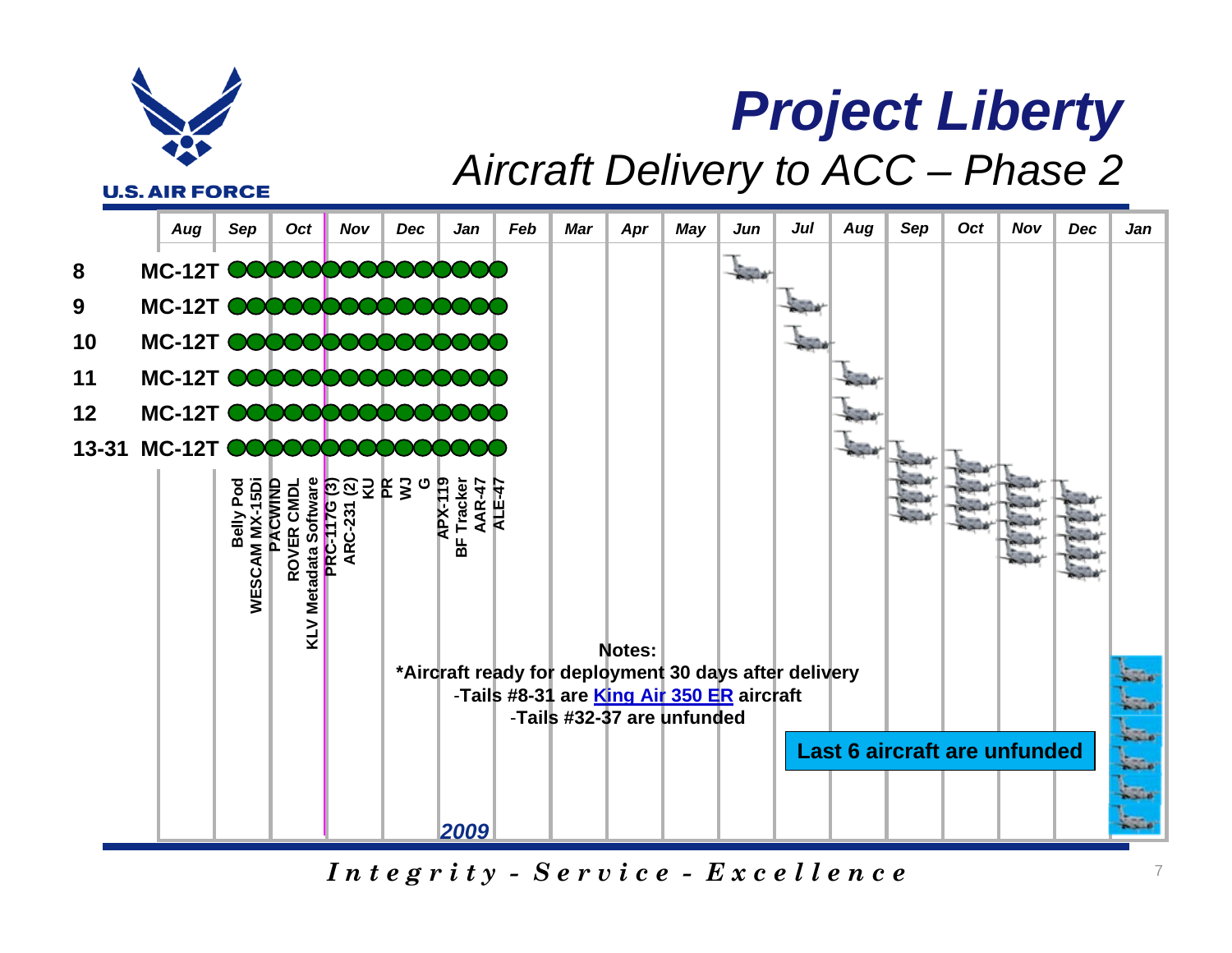# Project Liberty

## Aircraft Delivery to ACC – Phase 2

| | | Aug | Sep | Oct | Nov | Dec | Jan | Feb | Mar | Apr | May | Jun | Jul | Aug | Sep | Oct | Nov | Dec | Jan |
|---|---|---|---|---|---|---|---|---|---|---|---|---|---|---|---|---|---|---|---|
| 8 | MC-12T | | | | | | | | | | | | | | | | | | |
| 9 | MC-12T | | | | | | | | | | | | | | | | | | |
| 10 | MC-12T | | | | | | | | | | | | | | | | | | |
| 11 | MC-12T | | | | | | | | | | | | | | | | | | |
| 12 | MC-12T | | | | | | | | | | | | | | | | | | |
| 13-31 | MC-12T | | | | | | | | | | | | | | | | | | |

Belly Pod, WESCAM MX-15Di, PACWIND, ROVER CMDL, KLV Metadata Software, PRC-117G (3), ARC-231 (2), KU, PR, WJ, G, APX-119, BF Tracker, AAR-47, ALE-47

2009

**Notes:**

**\*Aircraft ready for deployment 30 days after delivery**

**-Tails #8-31 are [King Air 350 ER](#) aircraft**

**-Tails #32-37 are unfunded**

**Last 6 aircraft are unfunded**

*Integrity - Service - Excellence*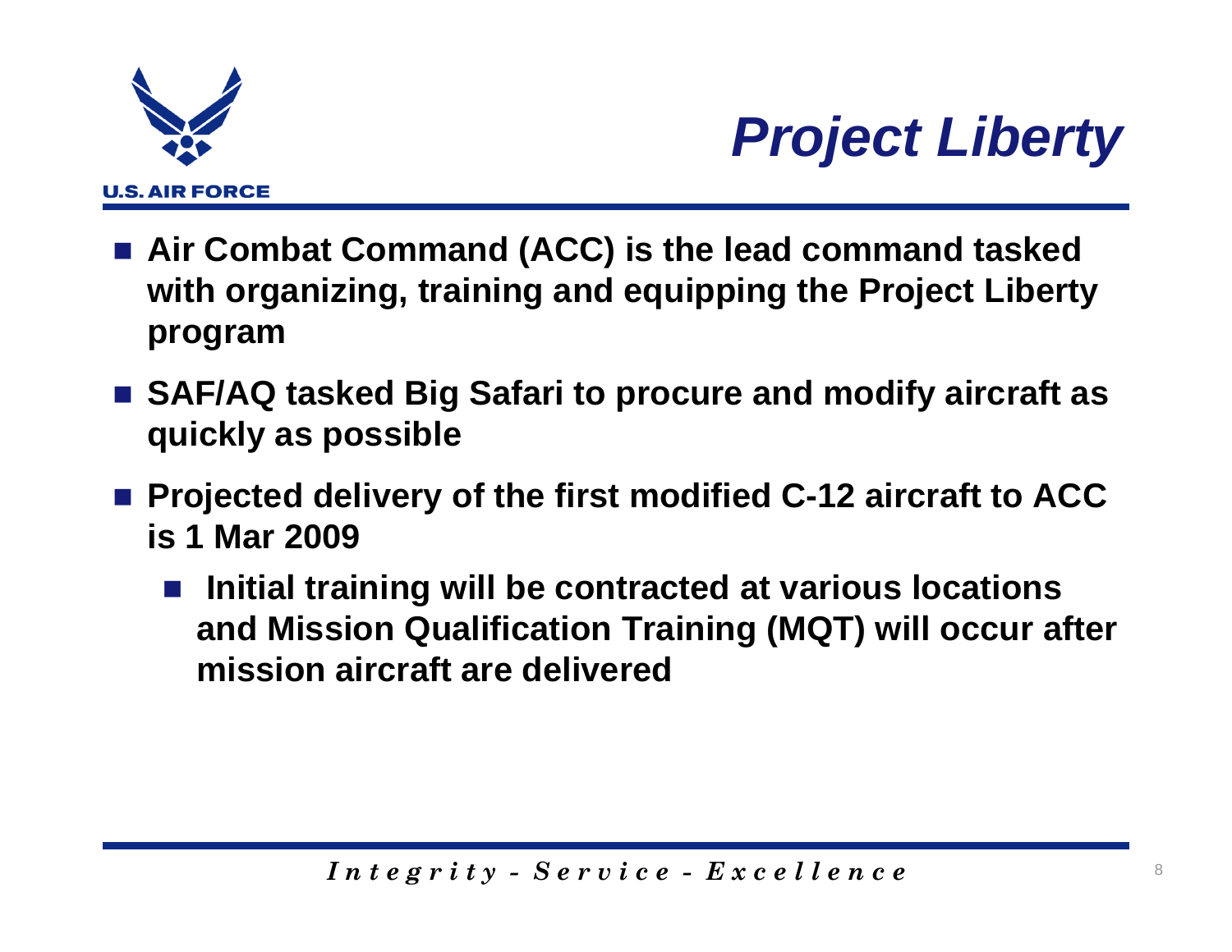# *Project Liberty*

- **Air Combat Command (ACC) is the lead command tasked with organizing, training and equipping the Project Liberty program**
- **SAF/AQ tasked Big Safari to procure and modify aircraft as quickly as possible**
- **Projected delivery of the first modified C-12 aircraft to ACC is 1 Mar 2009**
  - **Initial training will be contracted at various locations and Mission Qualification Training (MQT) will occur after mission aircraft are delivered**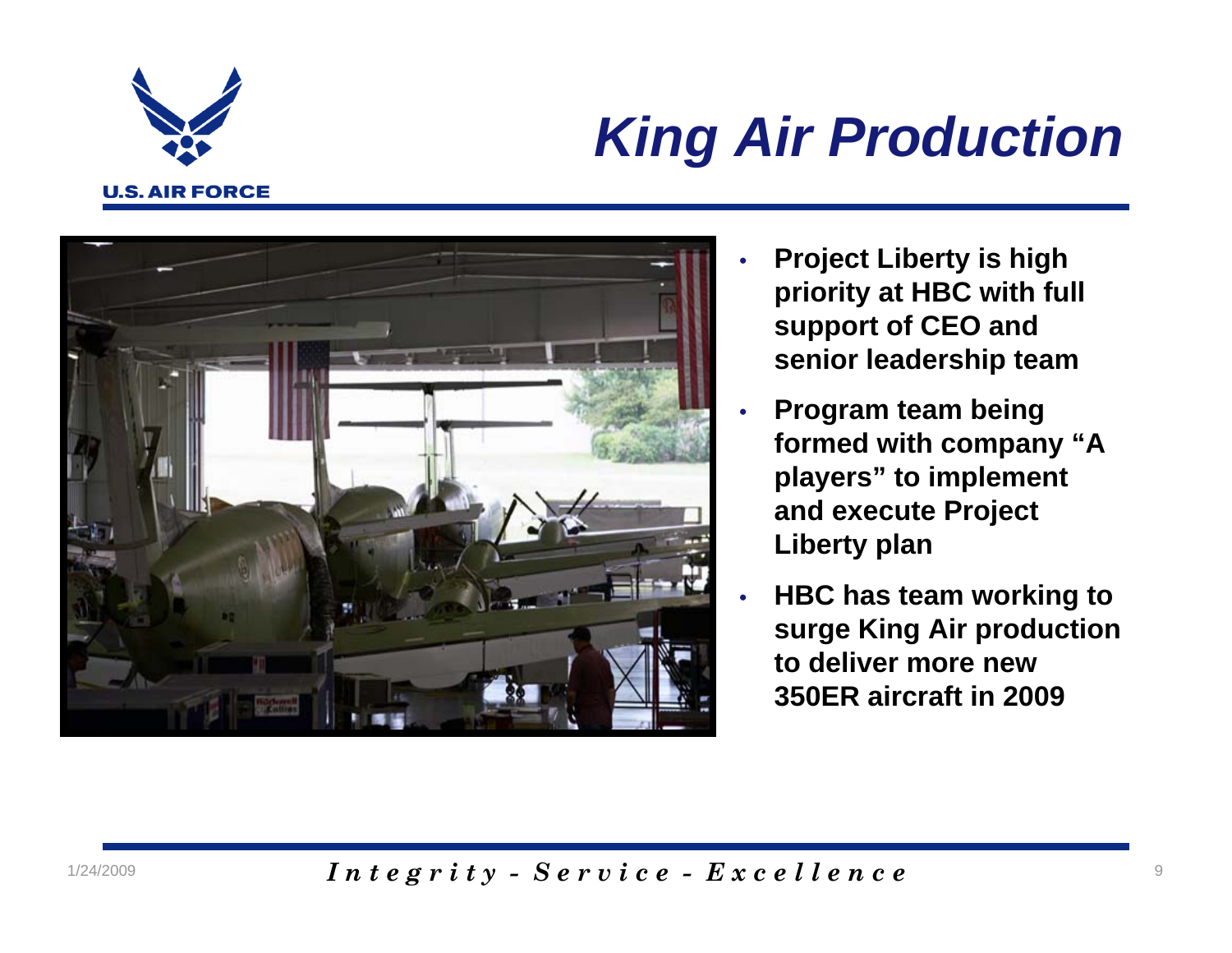# King Air Production

- **Project Liberty is high priority at HBC with full support of CEO and senior leadership team**
- **Program team being formed with company "A players" to implement and execute Project Liberty plan**
- **HBC has team working to surge King Air production to deliver more new 350ER aircraft in 2009**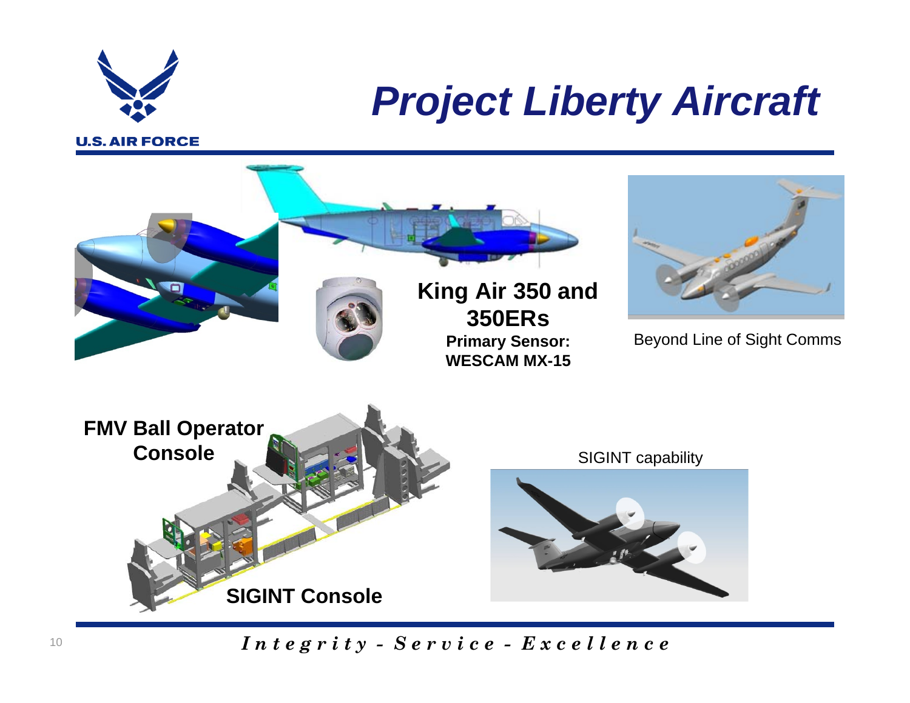# Project Liberty Aircraft

**King Air 350 and 350ERs**

**Primary Sensor: WESCAM MX-15**

Beyond Line of Sight Comms

**FMV Ball Operator Console**

SIGINT capability

**SIGINT Console**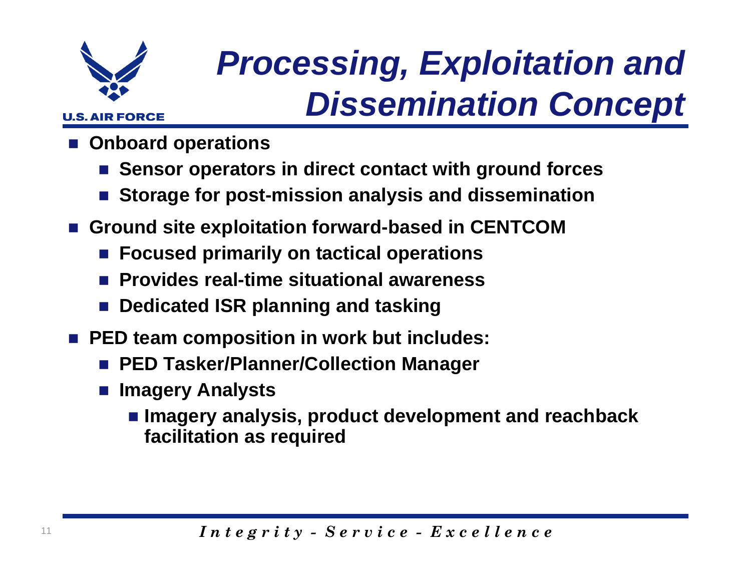# Processing, Exploitation and Dissemination Concept

- **Onboard operations**
  - **Sensor operators in direct contact with ground forces**
  - **Storage for post-mission analysis and dissemination**
- **Ground site exploitation forward-based in CENTCOM**
  - **Focused primarily on tactical operations**
  - **Provides real-time situational awareness**
  - **Dedicated ISR planning and tasking**
- **PED team composition in work but includes:**
  - **PED Tasker/Planner/Collection Manager**
  - **Imagery Analysts**
    - **Imagery analysis, product development and reachback facilitation as required**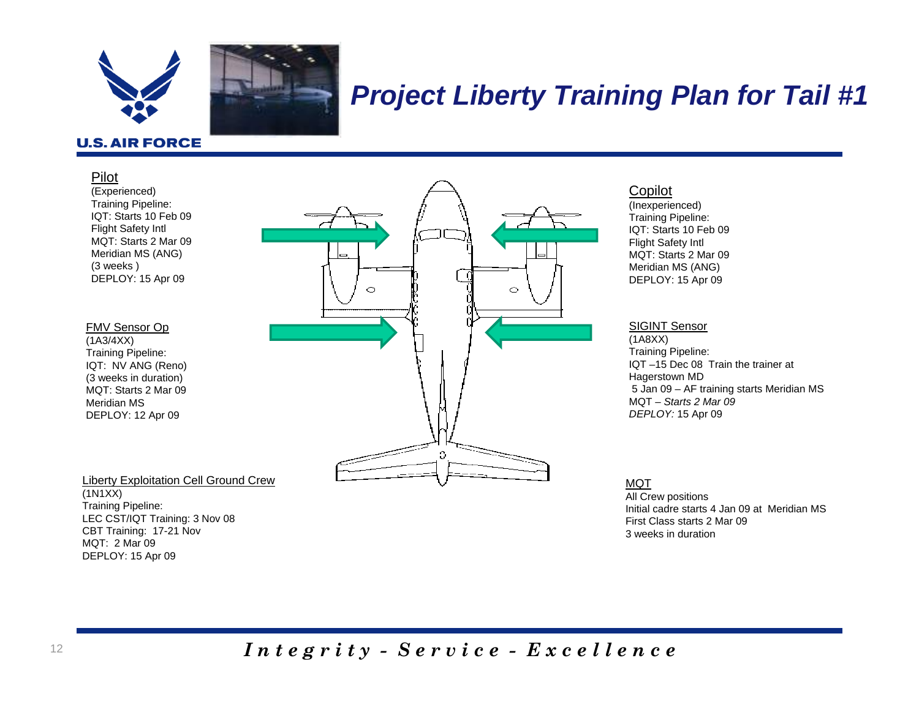# Project Liberty Training Plan for Tail #1

U.S. AIR FORCE

Pilot
(Experienced)
Training Pipeline:
IQT: Starts 10 Feb 09
Flight Safety Intl
MQT: Starts 2 Mar 09
Meridian MS (ANG)
(3 weeks )
DEPLOY: 15 Apr 09

Copilot
(Inexperienced)
Training Pipeline:
IQT: Starts 10 Feb 09
Flight Safety Intl
MQT: Starts 2 Mar 09
Meridian MS (ANG)
DEPLOY: 15 Apr 09

FMV Sensor Op
(1A3/4XX)
Training Pipeline:
IQT: NV ANG (Reno)
(3 weeks in duration)
MQT: Starts 2 Mar 09
Meridian MS
DEPLOY: 12 Apr 09

SIGINT Sensor
(1A8XX)
Training Pipeline:
IQT –15 Dec 08 Train the trainer at Hagerstown MD
5 Jan 09 – AF training starts Meridian MS
MQT – *Starts 2 Mar 09*
*DEPLOY:* 15 Apr 09

Liberty Exploitation Cell Ground Crew
(1N1XX)
Training Pipeline:
LEC CST/IQT Training: 3 Nov 08
CBT Training: 17-21 Nov
MQT: 2 Mar 09
DEPLOY: 15 Apr 09

MQT
All Crew positions
Initial cadre starts 4 Jan 09 at Meridian MS
First Class starts 2 Mar 09
3 weeks in duration

*Integrity - Service - Excellence*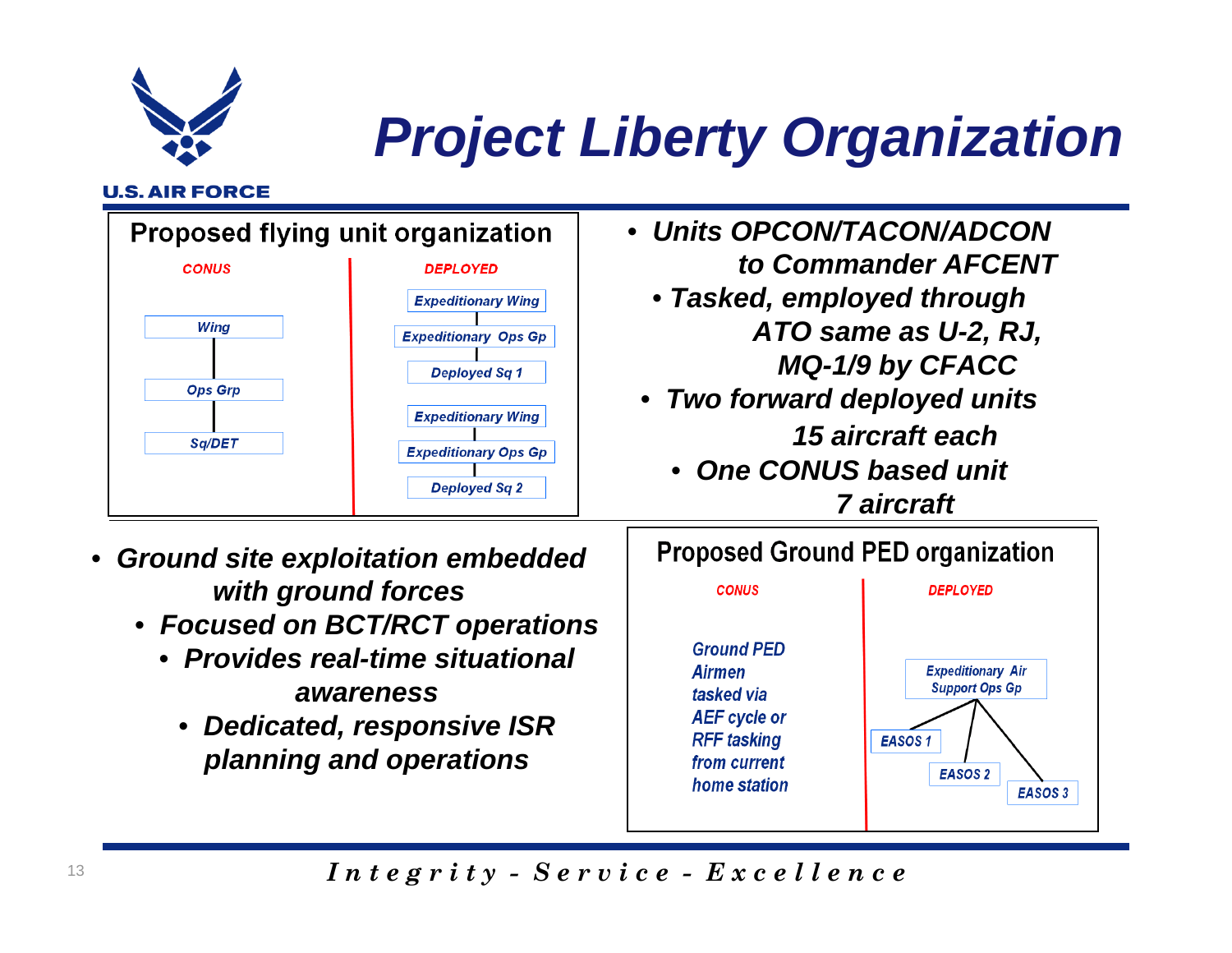# Project Liberty Organization

**Proposed flying unit organization**

| CONUS | DEPLOYED |
|---|---|
| Wing | Expeditionary Wing |
| Ops Grp | Expeditionary Ops Gp |
| Sq/DET | Deployed Sq 1 |
| | Expeditionary Wing |
| | Expeditionary Ops Gp |
| | Deployed Sq 2 |

- ***Units OPCON/TACON/ADCON to Commander AFCENT***
  - ***Tasked, employed through ATO same as U-2, RJ, MQ-1/9 by CFACC***
  - ***Two forward deployed units 15 aircraft each***
    - ***One CONUS based unit 7 aircraft***

- ***Ground site exploitation embedded with ground forces***
  - ***Focused on BCT/RCT operations***
    - ***Provides real-time situational awareness***
      - ***Dedicated, responsive ISR planning and operations***

**Proposed Ground PED organization**

| CONUS | DEPLOYED |
|---|---|
| Ground PED Airmen tasked via AEF cycle or RFF tasking from current home station | Expeditionary Air Support Ops Gp |
| | EASOS 1 |
| | EASOS 2 |
| | EASOS 3 |

*Integrity - Service - Excellence*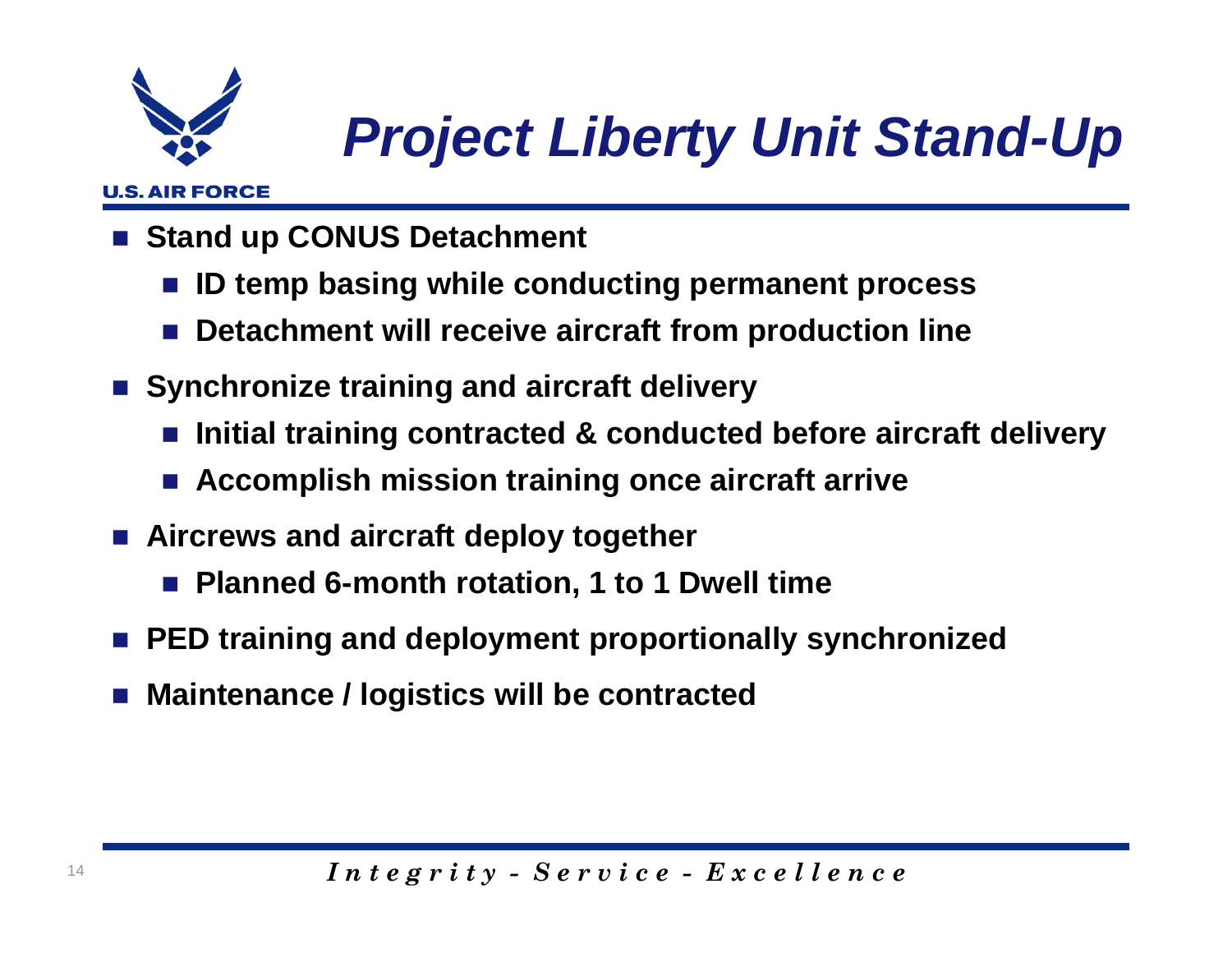# *Project Liberty Unit Stand-Up*

- **Stand up CONUS Detachment**
  - **ID temp basing while conducting permanent process**
  - **Detachment will receive aircraft from production line**
- **Synchronize training and aircraft delivery**
  - **Initial training contracted & conducted before aircraft delivery**
  - **Accomplish mission training once aircraft arrive**
- **Aircrews and aircraft deploy together**
  - **Planned 6-month rotation, 1 to 1 Dwell time**
- **PED training and deployment proportionally synchronized**
- **Maintenance / logistics will be contracted**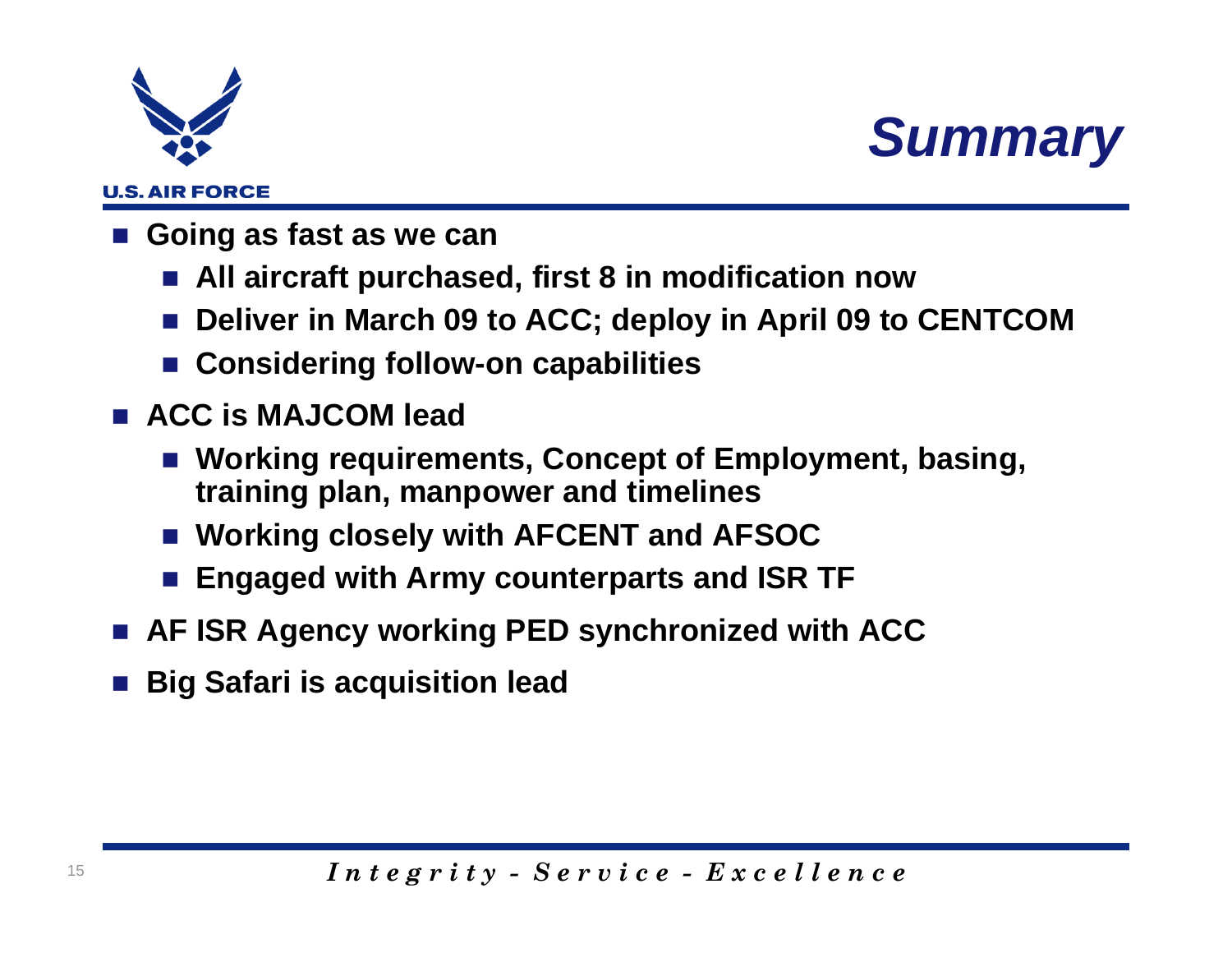# Summary

- Going as fast as we can
  - All aircraft purchased, first 8 in modification now
  - Deliver in March 09 to ACC; deploy in April 09 to CENTCOM
  - Considering follow-on capabilities
- ACC is MAJCOM lead
  - Working requirements, Concept of Employment, basing, training plan, manpower and timelines
  - Working closely with AFCENT and AFSOC
  - Engaged with Army counterparts and ISR TF
- AF ISR Agency working PED synchronized with ACC
- Big Safari is acquisition lead